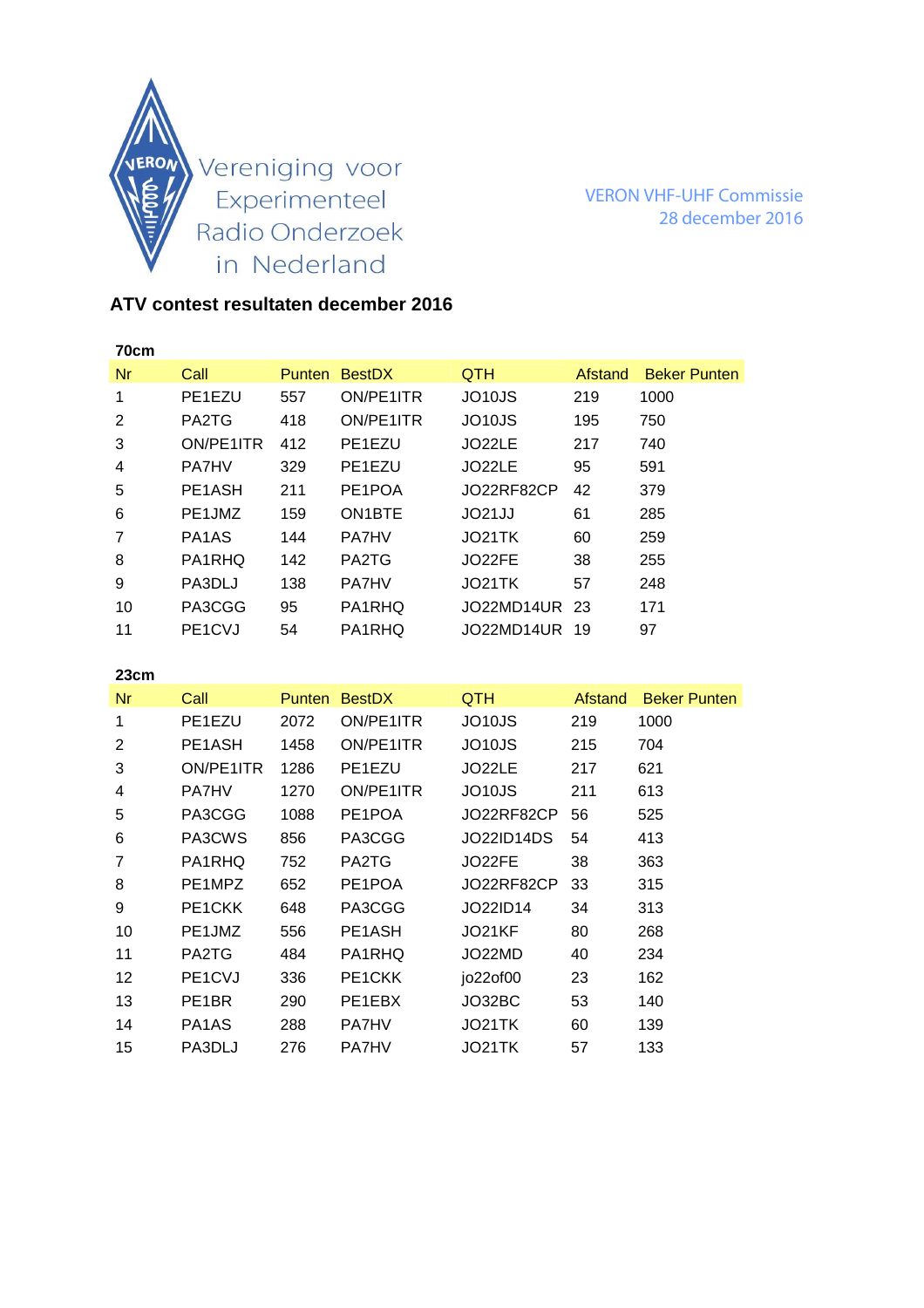Vereniging voor Experimenteel Radio Onderzoek in Nederland

VERON VHF-UHF Commissie
28 december 2016

## ATV contest resultaten december 2016

### 70cm

| Nr | Call | Punten | BestDX | QTH | Afstand | Beker Punten |
|---|---|---|---|---|---|---|
| 1 | PE1EZU | 557 | ON/PE1ITR | JO10JS | 219 | 1000 |
| 2 | PA2TG | 418 | ON/PE1ITR | JO10JS | 195 | 750 |
| 3 | ON/PE1ITR | 412 | PE1EZU | JO22LE | 217 | 740 |
| 4 | PA7HV | 329 | PE1EZU | JO22LE | 95 | 591 |
| 5 | PE1ASH | 211 | PE1POA | JO22RF82CP | 42 | 379 |
| 6 | PE1JMZ | 159 | ON1BTE | JO21JJ | 61 | 285 |
| 7 | PA1AS | 144 | PA7HV | JO21TK | 60 | 259 |
| 8 | PA1RHQ | 142 | PA2TG | JO22FE | 38 | 255 |
| 9 | PA3DLJ | 138 | PA7HV | JO21TK | 57 | 248 |
| 10 | PA3CGG | 95 | PA1RHQ | JO22MD14UR | 23 | 171 |
| 11 | PE1CVJ | 54 | PA1RHQ | JO22MD14UR | 19 | 97 |

### 23cm

| Nr | Call | Punten | BestDX | QTH | Afstand | Beker Punten |
|---|---|---|---|---|---|---|
| 1 | PE1EZU | 2072 | ON/PE1ITR | JO10JS | 219 | 1000 |
| 2 | PE1ASH | 1458 | ON/PE1ITR | JO10JS | 215 | 704 |
| 3 | ON/PE1ITR | 1286 | PE1EZU | JO22LE | 217 | 621 |
| 4 | PA7HV | 1270 | ON/PE1ITR | JO10JS | 211 | 613 |
| 5 | PA3CGG | 1088 | PE1POA | JO22RF82CP | 56 | 525 |
| 6 | PA3CWS | 856 | PA3CGG | JO22ID14DS | 54 | 413 |
| 7 | PA1RHQ | 752 | PA2TG | JO22FE | 38 | 363 |
| 8 | PE1MPZ | 652 | PE1POA | JO22RF82CP | 33 | 315 |
| 9 | PE1CKK | 648 | PA3CGG | JO22ID14 | 34 | 313 |
| 10 | PE1JMZ | 556 | PE1ASH | JO21KF | 80 | 268 |
| 11 | PA2TG | 484 | PA1RHQ | JO22MD | 40 | 234 |
| 12 | PE1CVJ | 336 | PE1CKK | jo22of00 | 23 | 162 |
| 13 | PE1BR | 290 | PE1EBX | JO32BC | 53 | 140 |
| 14 | PA1AS | 288 | PA7HV | JO21TK | 60 | 139 |
| 15 | PA3DLJ | 276 | PA7HV | JO21TK | 57 | 133 |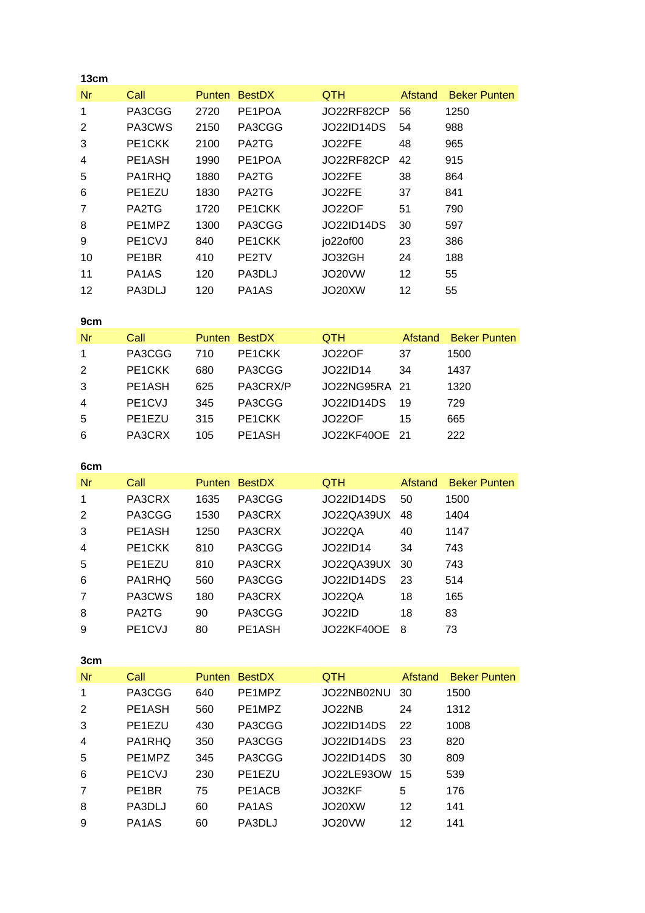**13cm**

| Nr | Call | Punten | BestDX | QTH | Afstand | Beker Punten |
|---|---|---|---|---|---|---|
| 1 | PA3CGG | 2720 | PE1POA | JO22RF82CP | 56 | 1250 |
| 2 | PA3CWS | 2150 | PA3CGG | JO22ID14DS | 54 | 988 |
| 3 | PE1CKK | 2100 | PA2TG | JO22FE | 48 | 965 |
| 4 | PE1ASH | 1990 | PE1POA | JO22RF82CP | 42 | 915 |
| 5 | PA1RHQ | 1880 | PA2TG | JO22FE | 38 | 864 |
| 6 | PE1EZU | 1830 | PA2TG | JO22FE | 37 | 841 |
| 7 | PA2TG | 1720 | PE1CKK | JO22OF | 51 | 790 |
| 8 | PE1MPZ | 1300 | PA3CGG | JO22ID14DS | 30 | 597 |
| 9 | PE1CVJ | 840 | PE1CKK | jo22of00 | 23 | 386 |
| 10 | PE1BR | 410 | PE2TV | JO32GH | 24 | 188 |
| 11 | PA1AS | 120 | PA3DLJ | JO20VW | 12 | 55 |
| 12 | PA3DLJ | 120 | PA1AS | JO20XW | 12 | 55 |

**9cm**

| Nr | Call | Punten | BestDX | QTH | Afstand | Beker Punten |
|---|---|---|---|---|---|---|
| 1 | PA3CGG | 710 | PE1CKK | JO22OF | 37 | 1500 |
| 2 | PE1CKK | 680 | PA3CGG | JO22ID14 | 34 | 1437 |
| 3 | PE1ASH | 625 | PA3CRX/P | JO22NG95RA | 21 | 1320 |
| 4 | PE1CVJ | 345 | PA3CGG | JO22ID14DS | 19 | 729 |
| 5 | PE1EZU | 315 | PE1CKK | JO22OF | 15 | 665 |
| 6 | PA3CRX | 105 | PE1ASH | JO22KF40OE | 21 | 222 |

**6cm**

| Nr | Call | Punten | BestDX | QTH | Afstand | Beker Punten |
|---|---|---|---|---|---|---|
| 1 | PA3CRX | 1635 | PA3CGG | JO22ID14DS | 50 | 1500 |
| 2 | PA3CGG | 1530 | PA3CRX | JO22QA39UX | 48 | 1404 |
| 3 | PE1ASH | 1250 | PA3CRX | JO22QA | 40 | 1147 |
| 4 | PE1CKK | 810 | PA3CGG | JO22ID14 | 34 | 743 |
| 5 | PE1EZU | 810 | PA3CRX | JO22QA39UX | 30 | 743 |
| 6 | PA1RHQ | 560 | PA3CGG | JO22ID14DS | 23 | 514 |
| 7 | PA3CWS | 180 | PA3CRX | JO22QA | 18 | 165 |
| 8 | PA2TG | 90 | PA3CGG | JO22ID | 18 | 83 |
| 9 | PE1CVJ | 80 | PE1ASH | JO22KF40OE | 8 | 73 |

**3cm**

| Nr | Call | Punten | BestDX | QTH | Afstand | Beker Punten |
|---|---|---|---|---|---|---|
| 1 | PA3CGG | 640 | PE1MPZ | JO22NB02NU | 30 | 1500 |
| 2 | PE1ASH | 560 | PE1MPZ | JO22NB | 24 | 1312 |
| 3 | PE1EZU | 430 | PA3CGG | JO22ID14DS | 22 | 1008 |
| 4 | PA1RHQ | 350 | PA3CGG | JO22ID14DS | 23 | 820 |
| 5 | PE1MPZ | 345 | PA3CGG | JO22ID14DS | 30 | 809 |
| 6 | PE1CVJ | 230 | PE1EZU | JO22LE93OW | 15 | 539 |
| 7 | PE1BR | 75 | PE1ACB | JO32KF | 5 | 176 |
| 8 | PA3DLJ | 60 | PA1AS | JO20XW | 12 | 141 |
| 9 | PA1AS | 60 | PA3DLJ | JO20VW | 12 | 141 |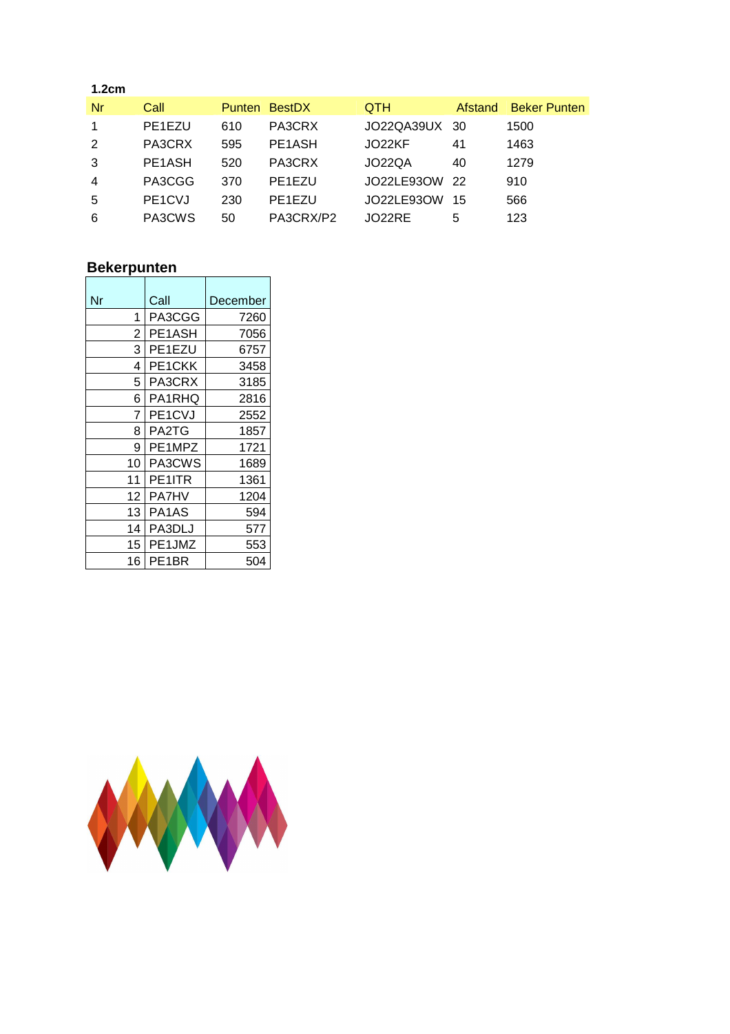**1.2cm**

| Nr | Call | Punten | BestDX | QTH | Afstand | Beker Punten |
|---|---|---|---|---|---|---|
| 1 | PE1EZU | 610 | PA3CRX | JO22QA39UX | 30 | 1500 |
| 2 | PA3CRX | 595 | PE1ASH | JO22KF | 41 | 1463 |
| 3 | PE1ASH | 520 | PA3CRX | JO22QA | 40 | 1279 |
| 4 | PA3CGG | 370 | PE1EZU | JO22LE93OW | 22 | 910 |
| 5 | PE1CVJ | 230 | PE1EZU | JO22LE93OW | 15 | 566 |
| 6 | PA3CWS | 50 | PA3CRX/P2 | JO22RE | 5 | 123 |

## Bekerpunten

| Nr | Call | December |
|---|---|---|
| 1 | PA3CGG | 7260 |
| 2 | PE1ASH | 7056 |
| 3 | PE1EZU | 6757 |
| 4 | PE1CKK | 3458 |
| 5 | PA3CRX | 3185 |
| 6 | PA1RHQ | 2816 |
| 7 | PE1CVJ | 2552 |
| 8 | PA2TG | 1857 |
| 9 | PE1MPZ | 1721 |
| 10 | PA3CWS | 1689 |
| 11 | PE1ITR | 1361 |
| 12 | PA7HV | 1204 |
| 13 | PA1AS | 594 |
| 14 | PA3DLJ | 577 |
| 15 | PE1JMZ | 553 |
| 16 | PE1BR | 504 |